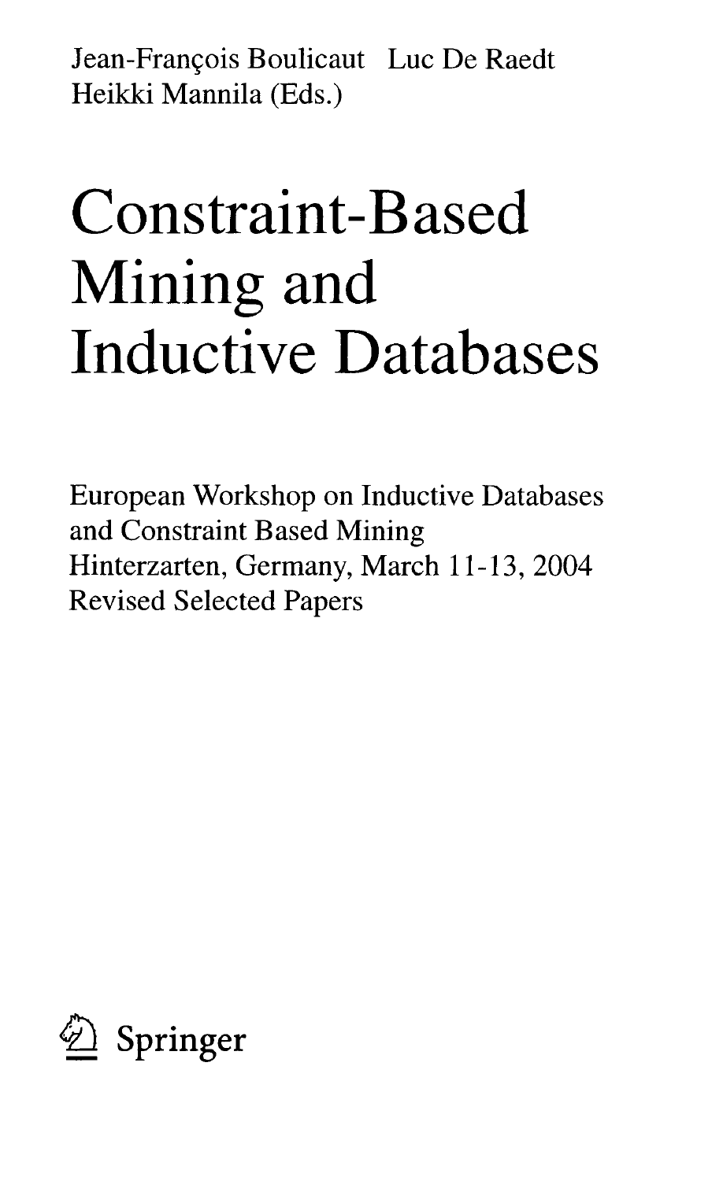Jean-François Boulicaut Luc De Raedt
Heikki Mannila (Eds.)

# Constraint-Based Mining and Inductive Databases

European Workshop on Inductive Databases and Constraint Based Mining
Hinterzarten, Germany, March 11-13, 2004
Revised Selected Papers

Springer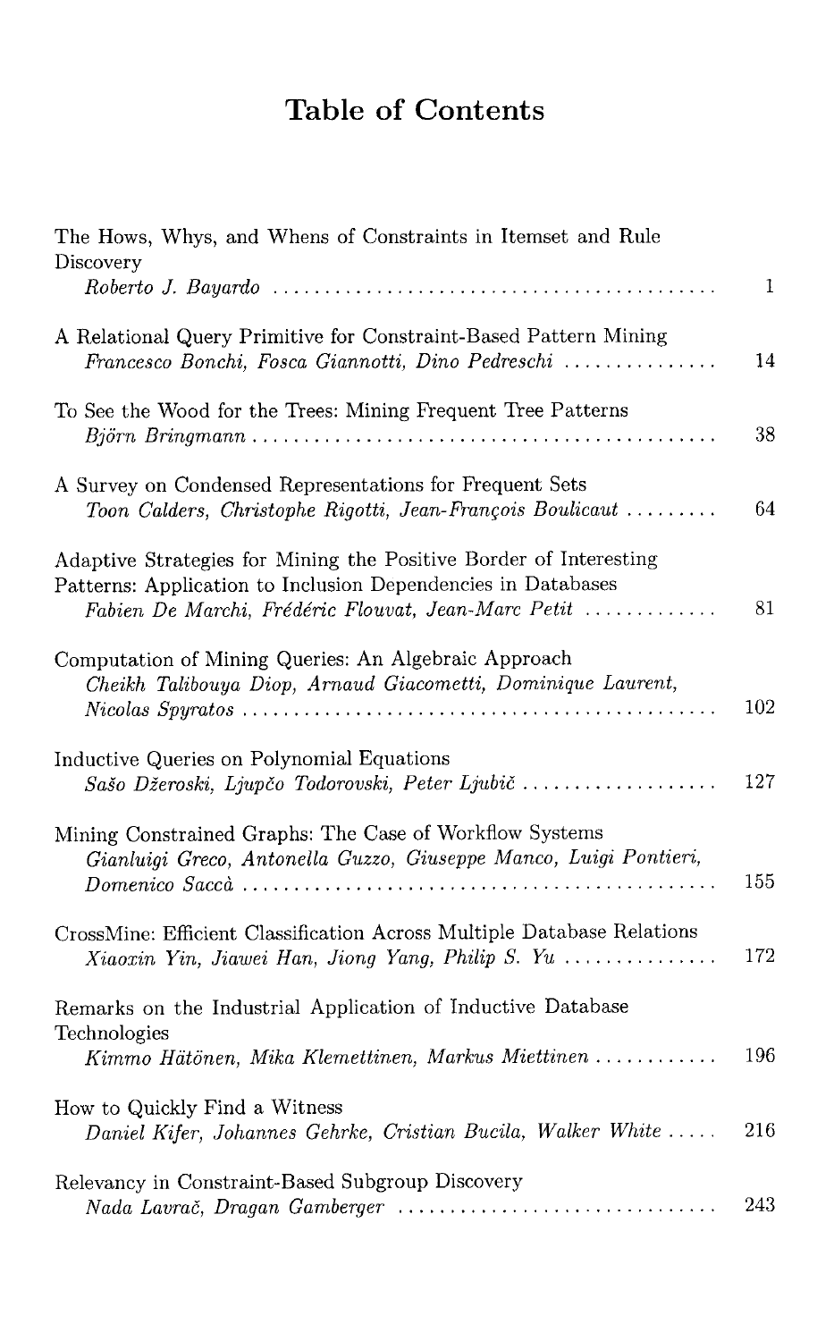# Table of Contents

The Hows, Whys, and Whens of Constraints in Itemset and Rule Discovery
*Roberto J. Bayardo* ........ 1

A Relational Query Primitive for Constraint-Based Pattern Mining
*Francesco Bonchi, Fosca Giannotti, Dino Pedreschi* ........ 14

To See the Wood for the Trees: Mining Frequent Tree Patterns
*Björn Bringmann* ........ 38

A Survey on Condensed Representations for Frequent Sets
*Toon Calders, Christophe Rigotti, Jean-François Boulicaut* ........ 64

Adaptive Strategies for Mining the Positive Border of Interesting Patterns: Application to Inclusion Dependencies in Databases
*Fabien De Marchi, Frédéric Flouvat, Jean-Marc Petit* ........ 81

Computation of Mining Queries: An Algebraic Approach
*Cheikh Talibouya Diop, Arnaud Giacometti, Dominique Laurent, Nicolas Spyratos* ........ 102

Inductive Queries on Polynomial Equations
*Sašo Džeroski, Ljupčo Todorovski, Peter Ljubič* ........ 127

Mining Constrained Graphs: The Case of Workflow Systems
*Gianluigi Greco, Antonella Guzzo, Giuseppe Manco, Luigi Pontieri, Domenico Saccà* ........ 155

CrossMine: Efficient Classification Across Multiple Database Relations
*Xiaoxin Yin, Jiawei Han, Jiong Yang, Philip S. Yu* ........ 172

Remarks on the Industrial Application of Inductive Database Technologies
*Kimmo Hätönen, Mika Klemettinen, Markus Miettinen* ........ 196

How to Quickly Find a Witness
*Daniel Kifer, Johannes Gehrke, Cristian Bucila, Walker White* ..... 216

Relevancy in Constraint-Based Subgroup Discovery
*Nada Lavrač, Dragan Gamberger* ........ 243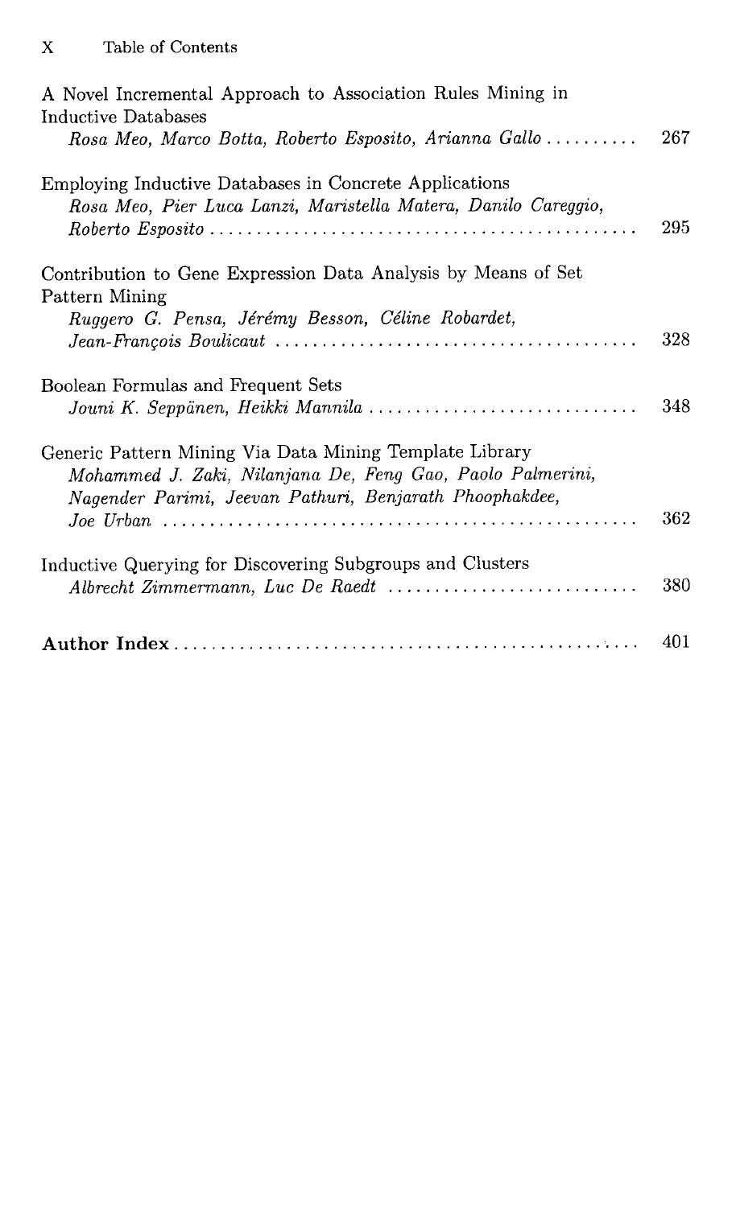A Novel Incremental Approach to Association Rules Mining in Inductive Databases
*Rosa Meo, Marco Botta, Roberto Esposito, Arianna Gallo* .......... 267

Employing Inductive Databases in Concrete Applications
*Rosa Meo, Pier Luca Lanzi, Maristella Matera, Danilo Careggio, Roberto Esposito* .......... 295

Contribution to Gene Expression Data Analysis by Means of Set Pattern Mining
*Ruggero G. Pensa, Jérémy Besson, Céline Robardet, Jean-François Boulicaut* .......... 328

Boolean Formulas and Frequent Sets
*Jouni K. Seppänen, Heikki Mannila* .......... 348

Generic Pattern Mining Via Data Mining Template Library
*Mohammed J. Zaki, Nilanjana De, Feng Gao, Paolo Palmerini, Nagender Parimi, Jeevan Pathuri, Benjarath Phoophakdee, Joe Urban* .......... 362

Inductive Querying for Discovering Subgroups and Clusters
*Albrecht Zimmermann, Luc De Raedt* .......... 380

**Author Index** .......... 401